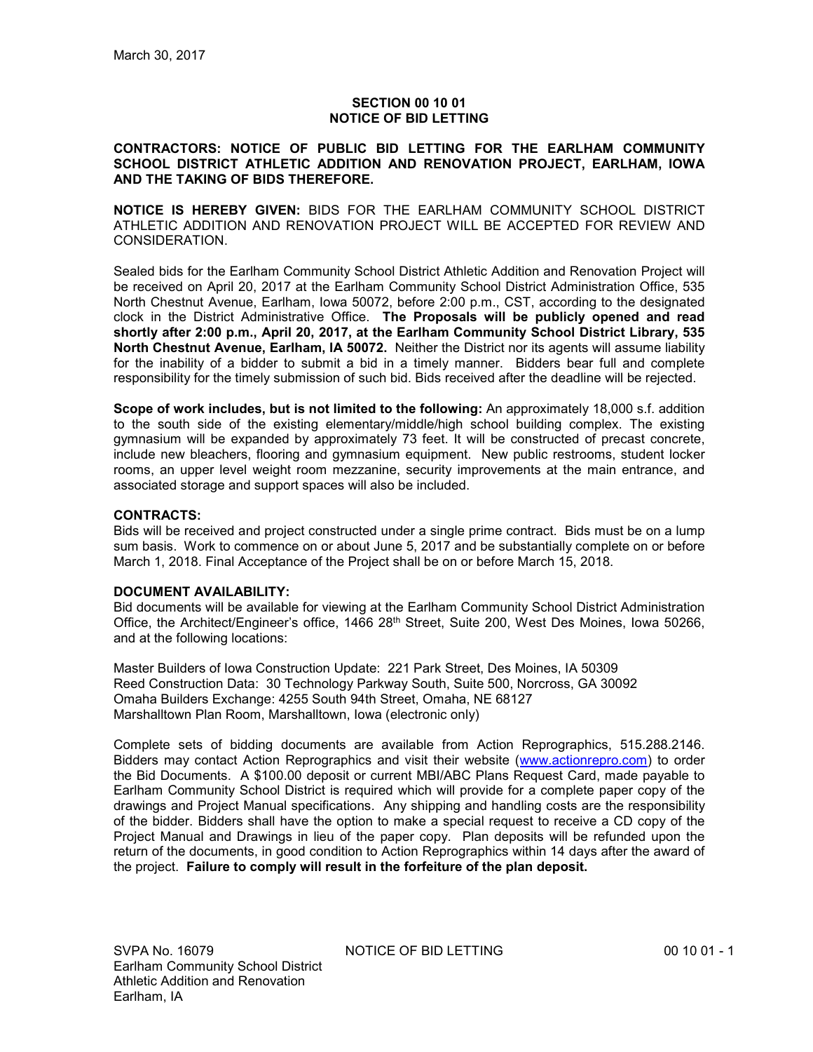March 30, 2017

# SECTION 00 10 01
# NOTICE OF BID LETTING

**CONTRACTORS: NOTICE OF PUBLIC BID LETTING FOR THE EARLHAM COMMUNITY SCHOOL DISTRICT ATHLETIC ADDITION AND RENOVATION PROJECT, EARLHAM, IOWA AND THE TAKING OF BIDS THEREFORE.**

**NOTICE IS HEREBY GIVEN:** BIDS FOR THE EARLHAM COMMUNITY SCHOOL DISTRICT ATHLETIC ADDITION AND RENOVATION PROJECT WILL BE ACCEPTED FOR REVIEW AND CONSIDERATION.

Sealed bids for the Earlham Community School District Athletic Addition and Renovation Project will be received on April 20, 2017 at the Earlham Community School District Administration Office, 535 North Chestnut Avenue, Earlham, Iowa 50072, before 2:00 p.m., CST, according to the designated clock in the District Administrative Office. **The Proposals will be publicly opened and read shortly after 2:00 p.m., April 20, 2017, at the Earlham Community School District Library, 535 North Chestnut Avenue, Earlham, IA 50072.** Neither the District nor its agents will assume liability for the inability of a bidder to submit a bid in a timely manner. Bidders bear full and complete responsibility for the timely submission of such bid. Bids received after the deadline will be rejected.

**Scope of work includes, but is not limited to the following:** An approximately 18,000 s.f. addition to the south side of the existing elementary/middle/high school building complex. The existing gymnasium will be expanded by approximately 73 feet. It will be constructed of precast concrete, include new bleachers, flooring and gymnasium equipment. New public restrooms, student locker rooms, an upper level weight room mezzanine, security improvements at the main entrance, and associated storage and support spaces will also be included.

**CONTRACTS:**
Bids will be received and project constructed under a single prime contract. Bids must be on a lump sum basis. Work to commence on or about June 5, 2017 and be substantially complete on or before March 1, 2018. Final Acceptance of the Project shall be on or before March 15, 2018.

**DOCUMENT AVAILABILITY:**
Bid documents will be available for viewing at the Earlham Community School District Administration Office, the Architect/Engineer's office, 1466 28th Street, Suite 200, West Des Moines, Iowa 50266, and at the following locations:

Master Builders of Iowa Construction Update: 221 Park Street, Des Moines, IA 50309
Reed Construction Data: 30 Technology Parkway South, Suite 500, Norcross, GA 30092
Omaha Builders Exchange: 4255 South 94th Street, Omaha, NE 68127
Marshalltown Plan Room, Marshalltown, Iowa (electronic only)

Complete sets of bidding documents are available from Action Reprographics, 515.288.2146. Bidders may contact Action Reprographics and visit their website (www.actionrepro.com) to order the Bid Documents. A $100.00 deposit or current MBI/ABC Plans Request Card, made payable to Earlham Community School District is required which will provide for a complete paper copy of the drawings and Project Manual specifications. Any shipping and handling costs are the responsibility of the bidder. Bidders shall have the option to make a special request to receive a CD copy of the Project Manual and Drawings in lieu of the paper copy. Plan deposits will be refunded upon the return of the documents, in good condition to Action Reprographics within 14 days after the award of the project. **Failure to comply will result in the forfeiture of the plan deposit.**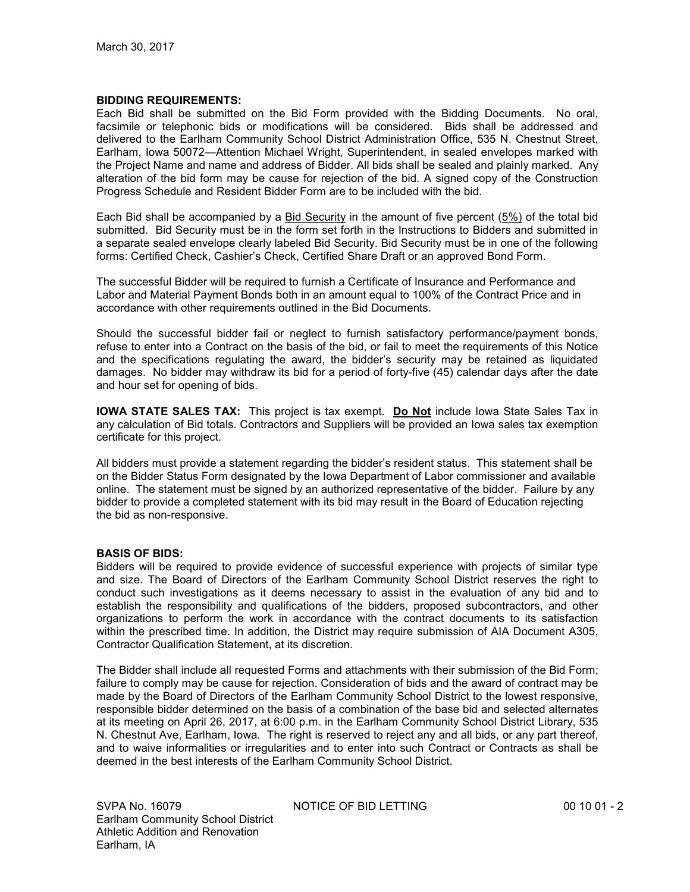March 30, 2017

**BIDDING REQUIREMENTS:**
Each Bid shall be submitted on the Bid Form provided with the Bidding Documents. No oral, facsimile or telephonic bids or modifications will be considered. Bids shall be addressed and delivered to the Earlham Community School District Administration Office, 535 N. Chestnut Street, Earlham, Iowa 50072—Attention Michael Wright, Superintendent, in sealed envelopes marked with the Project Name and name and address of Bidder. All bids shall be sealed and plainly marked. Any alteration of the bid form may be cause for rejection of the bid. A signed copy of the Construction Progress Schedule and Resident Bidder Form are to be included with the bid.

Each Bid shall be accompanied by a Bid Security in the amount of five percent (5%) of the total bid submitted. Bid Security must be in the form set forth in the Instructions to Bidders and submitted in a separate sealed envelope clearly labeled Bid Security. Bid Security must be in one of the following forms: Certified Check, Cashier's Check, Certified Share Draft or an approved Bond Form.

The successful Bidder will be required to furnish a Certificate of Insurance and Performance and Labor and Material Payment Bonds both in an amount equal to 100% of the Contract Price and in accordance with other requirements outlined in the Bid Documents.

Should the successful bidder fail or neglect to furnish satisfactory performance/payment bonds, refuse to enter into a Contract on the basis of the bid, or fail to meet the requirements of this Notice and the specifications regulating the award, the bidder's security may be retained as liquidated damages. No bidder may withdraw its bid for a period of forty-five (45) calendar days after the date and hour set for opening of bids.

**IOWA STATE SALES TAX:** This project is tax exempt. **Do Not** include Iowa State Sales Tax in any calculation of Bid totals. Contractors and Suppliers will be provided an Iowa sales tax exemption certificate for this project.

All bidders must provide a statement regarding the bidder's resident status. This statement shall be on the Bidder Status Form designated by the Iowa Department of Labor commissioner and available online. The statement must be signed by an authorized representative of the bidder. Failure by any bidder to provide a completed statement with its bid may result in the Board of Education rejecting the bid as non-responsive.

**BASIS OF BIDS:**
Bidders will be required to provide evidence of successful experience with projects of similar type and size. The Board of Directors of the Earlham Community School District reserves the right to conduct such investigations as it deems necessary to assist in the evaluation of any bid and to establish the responsibility and qualifications of the bidders, proposed subcontractors, and other organizations to perform the work in accordance with the contract documents to its satisfaction within the prescribed time. In addition, the District may require submission of AIA Document A305, Contractor Qualification Statement, at its discretion.

The Bidder shall include all requested Forms and attachments with their submission of the Bid Form; failure to comply may be cause for rejection. Consideration of bids and the award of contract may be made by the Board of Directors of the Earlham Community School District to the lowest responsive, responsible bidder determined on the basis of a combination of the base bid and selected alternates at its meeting on April 26, 2017, at 6:00 p.m. in the Earlham Community School District Library, 535 N. Chestnut Ave, Earlham, Iowa. The right is reserved to reject any and all bids, or any part thereof, and to waive informalities or irregularities and to enter into such Contract or Contracts as shall be deemed in the best interests of the Earlham Community School District.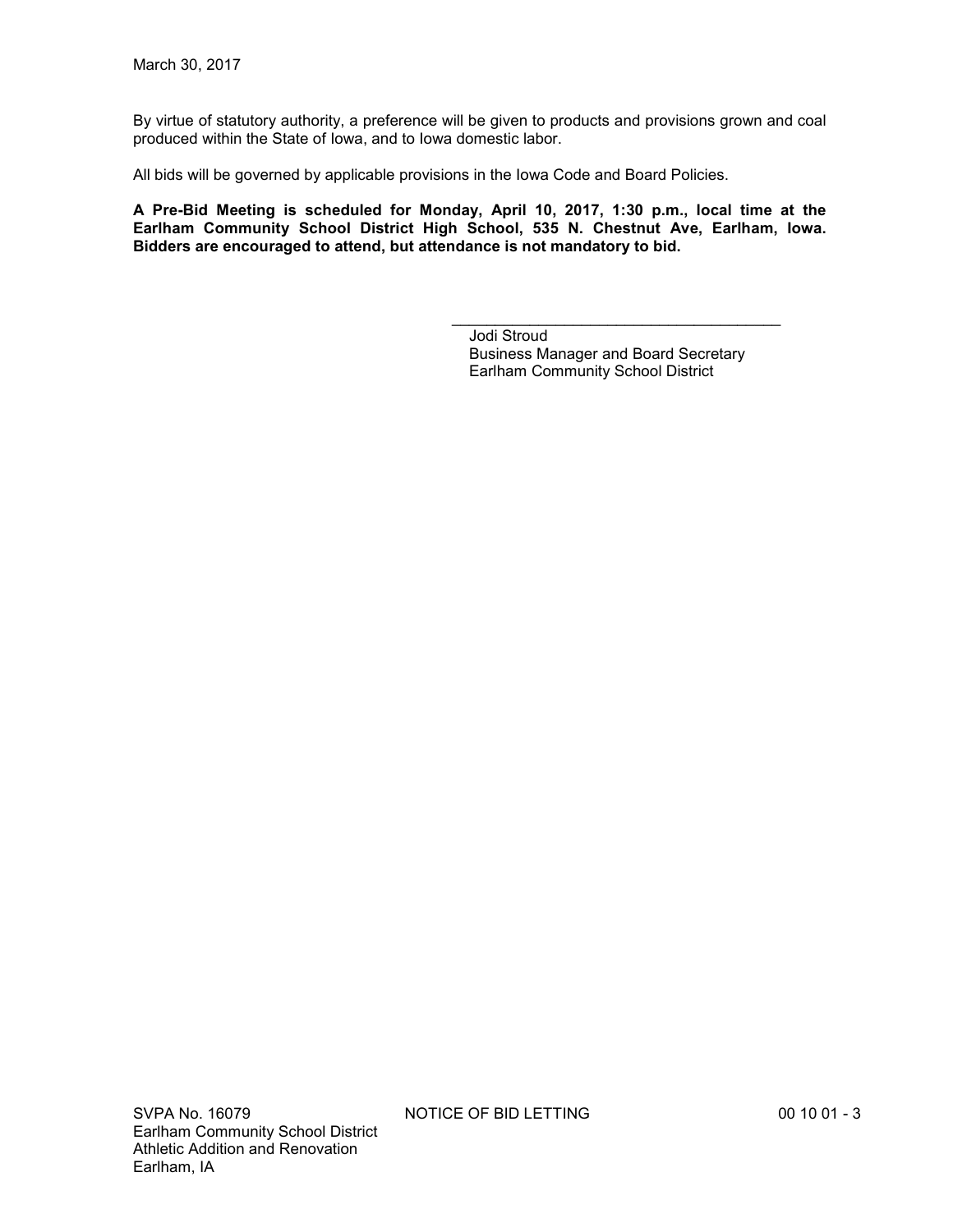March 30, 2017

By virtue of statutory authority, a preference will be given to products and provisions grown and coal produced within the State of Iowa, and to Iowa domestic labor.

All bids will be governed by applicable provisions in the Iowa Code and Board Policies.

**A Pre-Bid Meeting is scheduled for Monday, April 10, 2017, 1:30 p.m., local time at the Earlham Community School District High School, 535 N. Chestnut Ave, Earlham, Iowa. Bidders are encouraged to attend, but attendance is not mandatory to bid.**

\_\_\_\_\_\_\_\_\_\_\_\_\_\_\_\_\_\_\_\_\_\_\_\_\_\_\_\_\_\_\_\_\_\_\_\_\_\_\_\_

Jodi Stroud
Business Manager and Board Secretary
Earlham Community School District